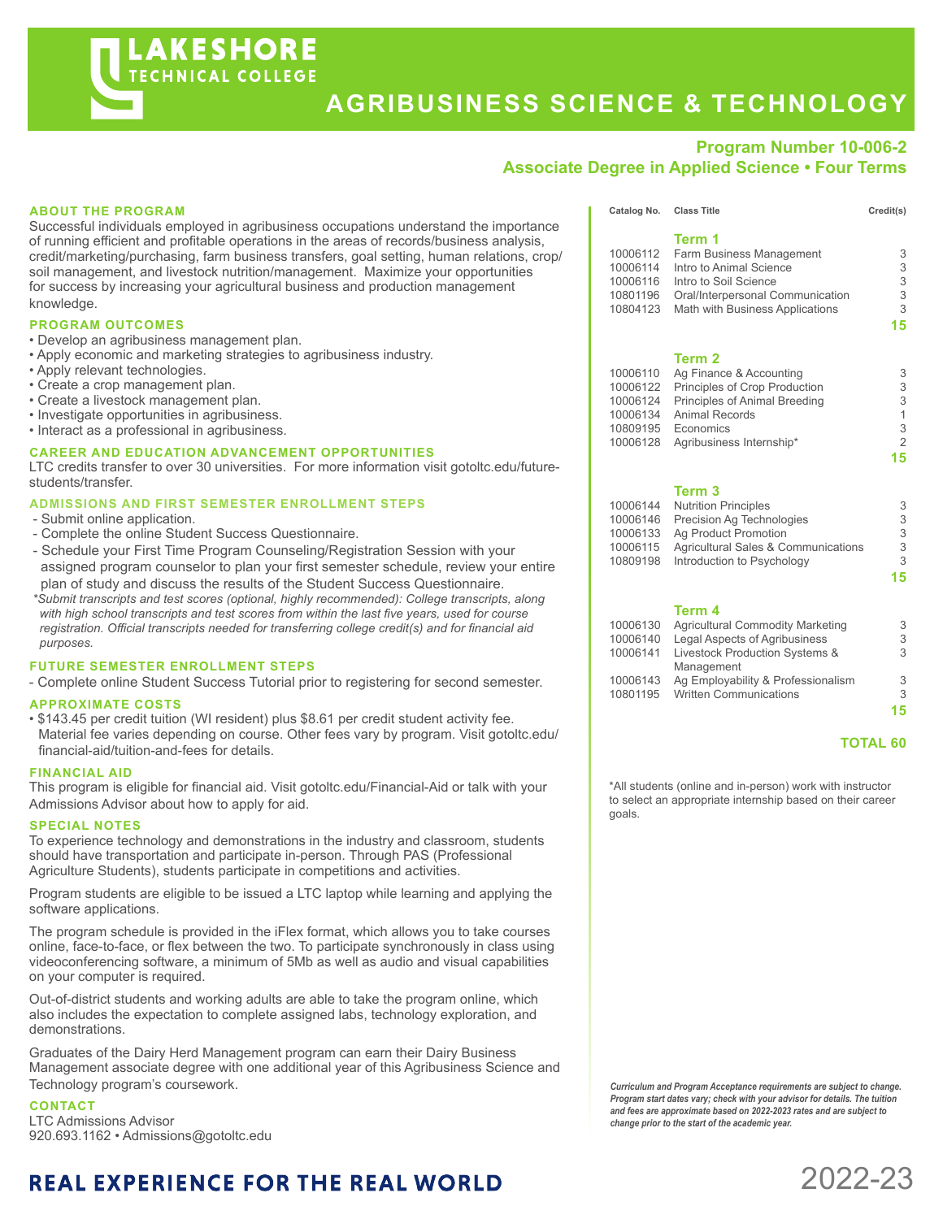# LAKESHORE TECHNICAL COLLEGE

# AGRIBUSINESS SCIENCE & TECHNOLOGY

**Program Number 10-006-2**
**Associate Degree in Applied Science • Four Terms**

## ABOUT THE PROGRAM

Successful individuals employed in agribusiness occupations understand the importance of running efficient and profitable operations in the areas of records/business analysis, credit/marketing/purchasing, farm business transfers, goal setting, human relations, crop/soil management, and livestock nutrition/management. Maximize your opportunities for success by increasing your agricultural business and production management knowledge.

## PROGRAM OUTCOMES

- Develop an agribusiness management plan.
- Apply economic and marketing strategies to agribusiness industry.
- Apply relevant technologies.
- Create a crop management plan.
- Create a livestock management plan.
- Investigate opportunities in agribusiness.
- Interact as a professional in agribusiness.

## CAREER AND EDUCATION ADVANCEMENT OPPORTUNITIES

LTC credits transfer to over 30 universities. For more information visit gotoltc.edu/future-students/transfer.

## ADMISSIONS AND FIRST SEMESTER ENROLLMENT STEPS

- Submit online application.
- Complete the online Student Success Questionnaire.
- Schedule your First Time Program Counseling/Registration Session with your assigned program counselor to plan your first semester schedule, review your entire plan of study and discuss the results of the Student Success Questionnaire.

*\*Submit transcripts and test scores (optional, highly recommended): College transcripts, along with high school transcripts and test scores from within the last five years, used for course registration. Official transcripts needed for transferring college credit(s) and for financial aid purposes.*

## FUTURE SEMESTER ENROLLMENT STEPS

- Complete online Student Success Tutorial prior to registering for second semester.

## APPROXIMATE COSTS

- $143.45 per credit tuition (WI resident) plus $8.61 per credit student activity fee. Material fee varies depending on course. Other fees vary by program. Visit gotoltc.edu/financial-aid/tuition-and-fees for details.

## FINANCIAL AID

This program is eligible for financial aid. Visit gotoltc.edu/Financial-Aid or talk with your Admissions Advisor about how to apply for aid.

## SPECIAL NOTES

To experience technology and demonstrations in the industry and classroom, students should have transportation and participate in-person. Through PAS (Professional Agriculture Students), students participate in competitions and activities.

Program students are eligible to be issued a LTC laptop while learning and applying the software applications.

The program schedule is provided in the iFlex format, which allows you to take courses online, face-to-face, or flex between the two. To participate synchronously in class using videoconferencing software, a minimum of 5Mb as well as audio and visual capabilities on your computer is required.

Out-of-district students and working adults are able to take the program online, which also includes the expectation to complete assigned labs, technology exploration, and demonstrations.

Graduates of the Dairy Herd Management program can earn their Dairy Business Management associate degree with one additional year of this Agribusiness Science and Technology program's coursework.

## CONTACT

LTC Admissions Advisor
920.693.1162 • Admissions@gotoltc.edu

| Catalog No. | Class Title | Credit(s) |
|---|---|---|
| | **Term 1** | |
| 10006112 | Farm Business Management | 3 |
| 10006114 | Intro to Animal Science | 3 |
| 10006116 | Intro to Soil Science | 3 |
| 10801196 | Oral/Interpersonal Communication | 3 |
| 10804123 | Math with Business Applications | 3 |
| | | **15** |
| | **Term 2** | |
| 10006110 | Ag Finance & Accounting | 3 |
| 10006122 | Principles of Crop Production | 3 |
| 10006124 | Principles of Animal Breeding | 3 |
| 10006134 | Animal Records | 1 |
| 10809195 | Economics | 3 |
| 10006128 | Agribusiness Internship* | 2 |
| | | **15** |
| | **Term 3** | |
| 10006144 | Nutrition Principles | 3 |
| 10006146 | Precision Ag Technologies | 3 |
| 10006133 | Ag Product Promotion | 3 |
| 10006115 | Agricultural Sales & Communications | 3 |
| 10809198 | Introduction to Psychology | 3 |
| | | **15** |
| | **Term 4** | |
| 10006130 | Agricultural Commodity Marketing | 3 |
| 10006140 | Legal Aspects of Agribusiness | 3 |
| 10006141 | Livestock Production Systems & Management | 3 |
| 10006143 | Ag Employability & Professionalism | 3 |
| 10801195 | Written Communications | 3 |
| | | **15** |
| | | **TOTAL 60** |

*All students (online and in-person) work with instructor to select an appropriate internship based on their career goals.

*Curriculum and Program Acceptance requirements are subject to change. Program start dates vary; check with your advisor for details. The tuition and fees are approximate based on 2022-2023 rates and are subject to change prior to the start of the academic year.*

**REAL EXPERIENCE FOR THE REAL WORLD**

2022-23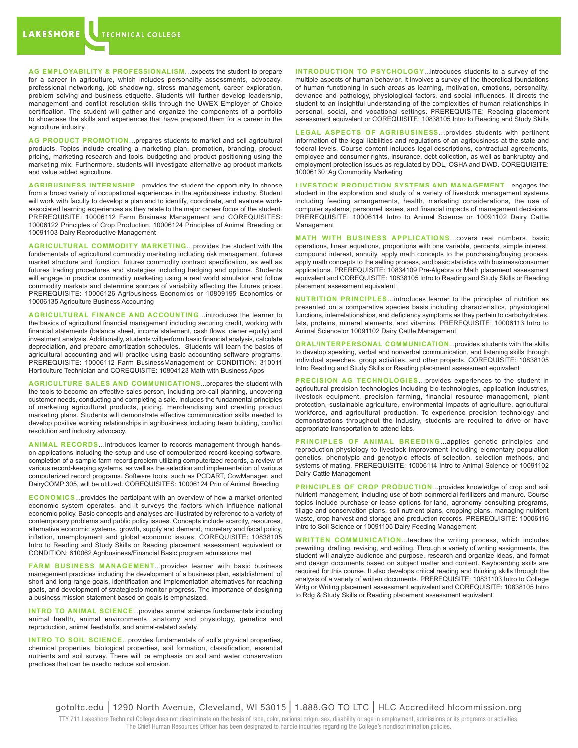**AG EMPLOYABILITY & PROFESSIONALISM**…expects the student to prepare for a career in agriculture, which includes personality assessments, advocacy, professional networking, job shadowing, stress management, career exploration, problem solving and business etiquette. Students will further develop leadership, management and conflict resolution skills through the UWEX Employer of Choice certification. The student will gather and organize the components of a portfolio to showcase the skills and experiences that have prepared them for a career in the agriculture industry.

**AG PRODUCT PROMOTION**…prepares students to market and sell agricultural products. Topics include creating a marketing plan, promotion, branding, product pricing, marketing research and tools, budgeting and product positioning using the marketing mix. Furthermore, students will investigate alternative ag product markets and value added agriculture.

**AGRIBUSINESS INTERNSHIP**…provides the student the opportunity to choose from a broad variety of occupational experiences in the agribusiness industry. Student will work with faculty to develop a plan and to identify, coordinate, and evaluate work-associated learning experiences as they relate to the major career focus of the student. PREREQUISITE: 10006112 Farm Business Management and COREQUISITES: 10006122 Principles of Crop Production, 10006124 Principles of Animal Breeding or 10091103 Dairy Reproductive Management

**AGRICULTURAL COMMODITY MARKETING**…provides the student with the fundamentals of agricultural commodity marketing including risk management, futures market structure and function, futures commodity contract specification, as well as futures trading procedures and strategies including hedging and options. Students will engage in practice commodity marketing using a real world simulator and follow commodity markets and determine sources of variability affecting the futures prices. PREREQUISITE: 10006126 Agribusiness Economics or 10809195 Economics or 10006135 Agriculture Business Accounting

**AGRICULTURAL FINANCE AND ACCOUNTING**…introduces the learner to the basics of agricultural financial management including securing credit, working with financial statements (balance sheet, income statement, cash flows, owner equity) and investment analysis. Additionally, students willperform basic financial analysis, calculate depreciation, and prepare amortization schedules. Students will learn the basics of agricultural accounting and will practice using basic accounting software programs. PREREQUISITE: 10006112 Farm BusinessManagement or CONDITION: 310011 Horticulture Technician and COREQUISITE: 10804123 Math with Business Apps

**AGRICULTURE SALES AND COMMUNICATIONS**...prepares the student with the tools to become an effective sales person, including pre-call planning, uncovering customer needs, conducting and completing a sale. Includes the fundamental principles of marketing agricultural products, pricing, merchandising and creating product marketing plans. Students will demonstrate effective communication skills needed to develop positive working relationships in agribusiness including team building, conflict resolution and industry advocacy.

**ANIMAL RECORDS**…introduces learner to records management through hands-on applications including the setup and use of computerized record-keeping software, completion of a sample farm record problem utilizing computerized records, a review of various record-keeping systems, as well as the selection and implementation of various computerized record programs. Software tools, such as PCDART, CowManager, and DairyCOMP 305, will be utilized. COREQUISITES: 10006124 Prin of Animal Breeding

**ECONOMICS**...provides the participant with an overview of how a market-oriented economic system operates, and it surveys the factors which influence national economic policy. Basic concepts and analyses are illustrated by reference to a variety of contemporary problems and public policy issues. Concepts include scarcity, resources, alternative economic systems. growth, supply and demand, monetary and fiscal policy, inflation, unemployment and global economic issues. COREQUISITE: 10838105 Intro to Reading and Study Skills or Reading placement assessment equivalent or CONDITION: 610062 Agribusiness/Financial Basic program admissions met

**FARM BUSINESS MANAGEMENT**...provides learner with basic business management practices including the development of a business plan, establishment of short and long range goals, identification and implementation alternatives for reaching goals, and development of strategiesto monitor progress. The importance of designing a business mission statement based on goals is emphasized.

**INTRO TO ANIMAL SCIENCE**...provides animal science fundamentals including animal health, animal environments, anatomy and physiology, genetics and reproduction, animal feedstuffs, and animal-related safety.

**INTRO TO SOIL SCIENCE**...provides fundamentals of soil's physical properties, chemical properties, biological properties, soil formation, classification, essential nutrients and soil survey. There will be emphasis on soil and water conservation practices that can be usedto reduce soil erosion.

**INTRODUCTION TO PSYCHOLOGY**...introduces students to a survey of the multiple aspects of human behavior. It involves a survey of the theoretical foundations of human functioning in such areas as learning, motivation, emotions, personality, deviance and pathology, physiological factors, and social influences. It directs the student to an insightful understanding of the complexities of human relationships in personal, social, and vocational settings. PREREQUISITE: Reading placement assessment equivalent or COREQUISITE: 10838105 Intro to Reading and Study Skills

**LEGAL ASPECTS OF AGRIBUSINESS**…provides students with pertinent information of the legal liabilities and regulations of an agribusiness at the state and federal levels. Course content includes legal descriptions, contractual agreements, employee and consumer rights, insurance, debt collection, as well as bankruptcy and employment protection issues as regulated by DOL, OSHA and DWD. COREQUISITE: 10006130 Ag Commodity Marketing

**LIVESTOCK PRODUCTION SYSTEMS AND MANAGEMENT**…engages the student in the exploration and study of a variety of livestock management systems including feeding arrangements, health, marketing considerations, the use of computer systems, personnel issues, and financial impacts of management decisions. PREREQUISITE: 10006114 Intro to Animal Science or 10091102 Dairy Cattle Management

**MATH WITH BUSINESS APPLICATIONS**…covers real numbers, basic operations, linear equations, proportions with one variable, percents, simple interest, compound interest, annuity, apply math concepts to the purchasing/buying process, apply math concepts to the selling process, and basic statistics with business/consumer applications. PREREQUISITE: 10834109 Pre-Algebra or Math placement assessment equivalent and COREQUISITE: 10838105 Intro to Reading and Study Skills or Reading placement assessment equivalent

**NUTRITION PRINCIPLES**…introduces learner to the principles of nutrition as presented on a comparative species basis including characteristics, physiological functions, interrelationships, and deficiency symptoms as they pertain to carbohydrates, fats, proteins, mineral elements, and vitamins. PREREQUISITE: 10006113 Intro to Animal Science or 10091102 Dairy Cattle Management

**ORAL/INTERPERSONAL COMMUNICATION**...provides students with the skills to develop speaking, verbal and nonverbal communication, and listening skills through individual speeches, group activities, and other projects. COREQUISITE: 10838105 Intro Reading and Study Skills or Reading placement assessment equivalent

**PRECISION AG TECHNOLOGIES**…provides experiences to the student in agricultural precision technologies including bio-technologies, application industries, livestock equipment, precision farming, financial resource management, plant protection, sustainable agriculture, environmental impacts of agriculture, agricultural workforce, and agricultural production. To experience precision technology and demonstrations throughout the industry, students are required to drive or have appropriate transportation to attend labs.

**PRINCIPLES OF ANIMAL BREEDING**...applies genetic principles and reproduction physiology to livestock improvement including elementary population genetics, phenotypic and genotypic effects of selection, selection methods, and systems of mating. PREREQUISITE: 10006114 Intro to Animal Science or 10091102 Dairy Cattle Management

**PRINCIPLES OF CROP PRODUCTION**…provides knowledge of crop and soil nutrient management, including use of both commercial fertilizers and manure. Course topics include purchase or lease options for land, agronomy consulting programs, tillage and conservation plans, soil nutrient plans, cropping plans, managing nutrient waste, crop harvest and storage and production records. PREREQUISITE: 10006116 Intro to Soil Science or 10091105 Dairy Feeding Management

**WRITTEN COMMUNICATION**...teaches the writing process, which includes prewriting, drafting, revising, and editing. Through a variety of writing assignments, the student will analyze audience and purpose, research and organize ideas, and format and design documents based on subject matter and content. Keyboarding skills are required for this course. It also develops critical reading and thinking skills through the analysis of a variety of written documents. PREREQUISITE: 10831103 Intro to College Wrtg or Writing placement assessment equivalent and COREQUISITE: 10838105 Intro to Rdg & Study Skills or Reading placement assessment equivalent

gotoltc.edu | 1290 North Avenue, Cleveland, WI 53015 | 1.888.GO TO LTC | HLC Accredited hlcommission.org

TTY 711 Lakeshore Technical College does not discriminate on the basis of race, color, national origin, sex, disability or age in employment, admissions or its programs or activities. The Chief Human Resources Officer has been designated to handle inquiries regarding the College's nondiscrimination policies.